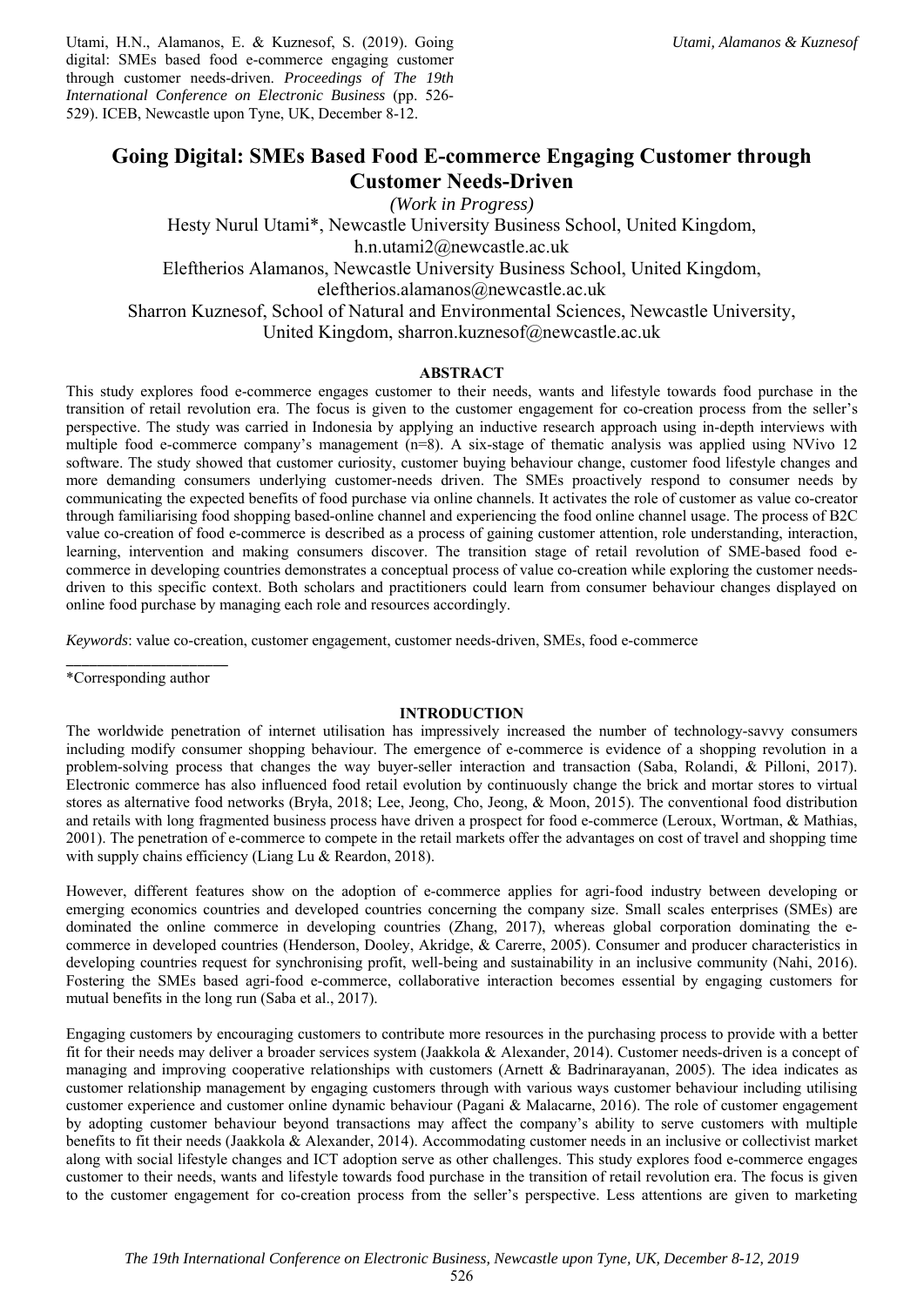Utami, H.N., Alamanos, E. & Kuznesof, S. (2019). Going digital: SMEs based food e-commerce engaging customer through customer needs-driven. *Proceedings of The 19th International Conference on Electronic Business* (pp. 526-529). ICEB, Newcastle upon Tyne, UK, December 8-12.

# Going Digital: SMEs Based Food E-commerce Engaging Customer through Customer Needs-Driven

*(Work in Progress)*

Hesty Nurul Utami*, Newcastle University Business School, United Kingdom, h.n.utami2@newcastle.ac.uk

Eleftherios Alamanos, Newcastle University Business School, United Kingdom, eleftherios.alamanos@newcastle.ac.uk

Sharron Kuznesof, School of Natural and Environmental Sciences, Newcastle University, United Kingdom, sharron.kuznesof@newcastle.ac.uk

## ABSTRACT

This study explores food e-commerce engages customer to their needs, wants and lifestyle towards food purchase in the transition of retail revolution era. The focus is given to the customer engagement for co-creation process from the seller's perspective. The study was carried in Indonesia by applying an inductive research approach using in-depth interviews with multiple food e-commerce company's management (n=8). A six-stage of thematic analysis was applied using NVivo 12 software. The study showed that customer curiosity, customer buying behaviour change, customer food lifestyle changes and more demanding consumers underlying customer-needs driven. The SMEs proactively respond to consumer needs by communicating the expected benefits of food purchase via online channels. It activates the role of customer as value co-creator through familiarising food shopping based-online channel and experiencing the food online channel usage. The process of B2C value co-creation of food e-commerce is described as a process of gaining customer attention, role understanding, interaction, learning, intervention and making consumers discover. The transition stage of retail revolution of SME-based food e-commerce in developing countries demonstrates a conceptual process of value co-creation while exploring the customer needs-driven to this specific context. Both scholars and practitioners could learn from consumer behaviour changes displayed on online food purchase by managing each role and resources accordingly.

*Keywords*: value co-creation, customer engagement, customer needs-driven, SMEs, food e-commerce

*Corresponding author

## INTRODUCTION

The worldwide penetration of internet utilisation has impressively increased the number of technology-savvy consumers including modify consumer shopping behaviour. The emergence of e-commerce is evidence of a shopping revolution in a problem-solving process that changes the way buyer-seller interaction and transaction (Saba, Rolandi, & Pilloni, 2017). Electronic commerce has also influenced food retail evolution by continuously change the brick and mortar stores to virtual stores as alternative food networks (Bryła, 2018; Lee, Jeong, Cho, Jeong, & Moon, 2015). The conventional food distribution and retails with long fragmented business process have driven a prospect for food e-commerce (Leroux, Wortman, & Mathias, 2001). The penetration of e-commerce to compete in the retail markets offer the advantages on cost of travel and shopping time with supply chains efficiency (Liang Lu & Reardon, 2018).

However, different features show on the adoption of e-commerce applies for agri-food industry between developing or emerging economics countries and developed countries concerning the company size. Small scales enterprises (SMEs) are dominated the online commerce in developing countries (Zhang, 2017), whereas global corporation dominating the e-commerce in developed countries (Henderson, Dooley, Akridge, & Carerre, 2005). Consumer and producer characteristics in developing countries request for synchronising profit, well-being and sustainability in an inclusive community (Nahi, 2016). Fostering the SMEs based agri-food e-commerce, collaborative interaction becomes essential by engaging customers for mutual benefits in the long run (Saba et al., 2017).

Engaging customers by encouraging customers to contribute more resources in the purchasing process to provide with a better fit for their needs may deliver a broader services system (Jaakkola & Alexander, 2014). Customer needs-driven is a concept of managing and improving cooperative relationships with customers (Arnett & Badrinarayanan, 2005). The idea indicates as customer relationship management by engaging customers through with various ways customer behaviour including utilising customer experience and customer online dynamic behaviour (Pagani & Malacarne, 2016). The role of customer engagement by adopting customer behaviour beyond transactions may affect the company's ability to serve customers with multiple benefits to fit their needs (Jaakkola & Alexander, 2014). Accommodating customer needs in an inclusive or collectivist market along with social lifestyle changes and ICT adoption serve as other challenges. This study explores food e-commerce engages customer to their needs, wants and lifestyle towards food purchase in the transition of retail revolution era. The focus is given to the customer engagement for co-creation process from the seller's perspective. Less attentions are given to marketing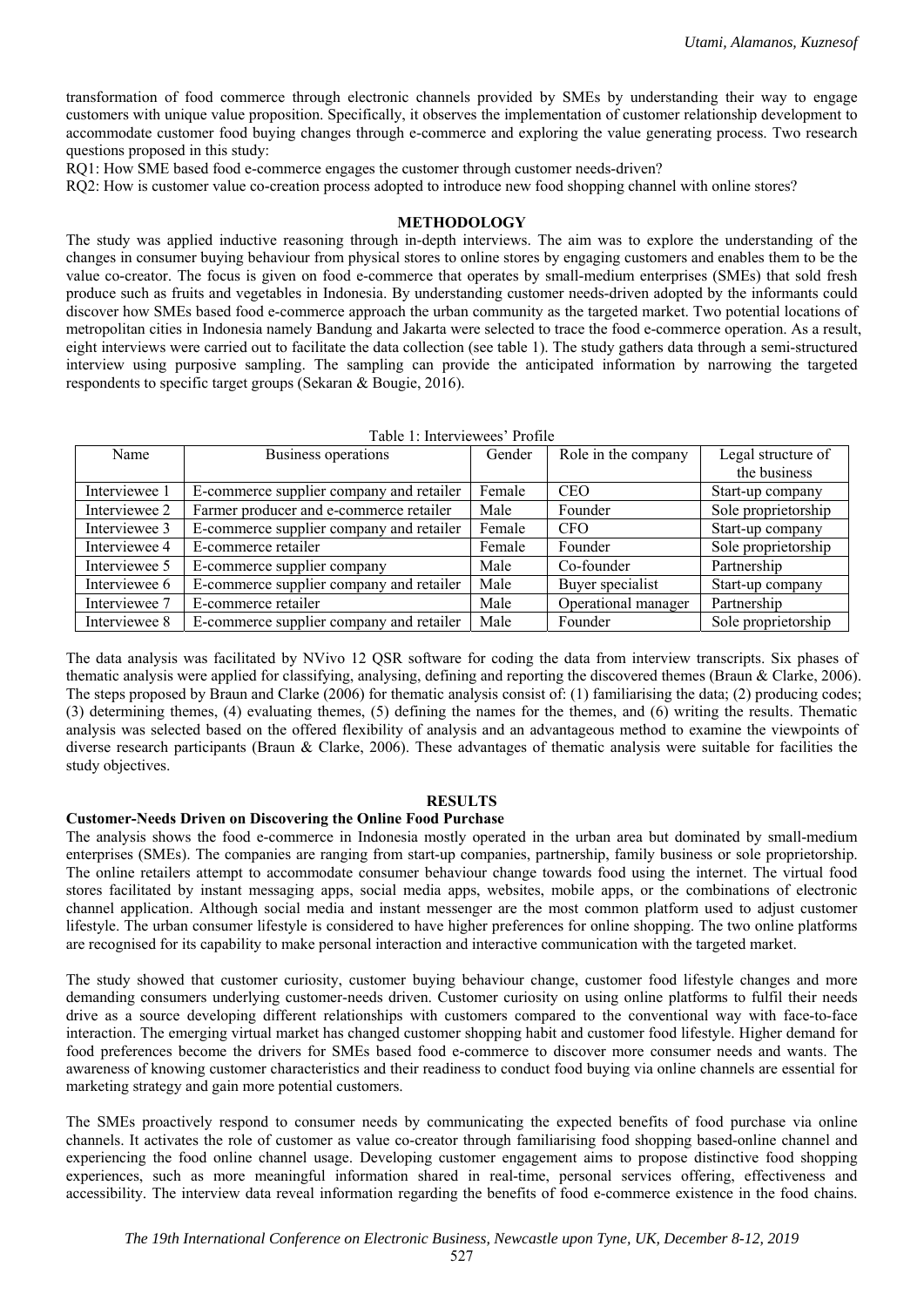transformation of food commerce through electronic channels provided by SMEs by understanding their way to engage customers with unique value proposition. Specifically, it observes the implementation of customer relationship development to accommodate customer food buying changes through e-commerce and exploring the value generating process. Two research questions proposed in this study:

RQ1: How SME based food e-commerce engages the customer through customer needs-driven?

RQ2: How is customer value co-creation process adopted to introduce new food shopping channel with online stores?

## METHODOLOGY

The study was applied inductive reasoning through in-depth interviews. The aim was to explore the understanding of the changes in consumer buying behaviour from physical stores to online stores by engaging customers and enables them to be the value co-creator. The focus is given on food e-commerce that operates by small-medium enterprises (SMEs) that sold fresh produce such as fruits and vegetables in Indonesia. By understanding customer needs-driven adopted by the informants could discover how SMEs based food e-commerce approach the urban community as the targeted market. Two potential locations of metropolitan cities in Indonesia namely Bandung and Jakarta were selected to trace the food e-commerce operation. As a result, eight interviews were carried out to facilitate the data collection (see table 1). The study gathers data through a semi-structured interview using purposive sampling. The sampling can provide the anticipated information by narrowing the targeted respondents to specific target groups (Sekaran & Bougie, 2016).

Table 1: Interviewees' Profile

| Name | Business operations | Gender | Role in the company | Legal structure of the business |
|---|---|---|---|---|
| Interviewee 1 | E-commerce supplier company and retailer | Female | CEO | Start-up company |
| Interviewee 2 | Farmer producer and e-commerce retailer | Male | Founder | Sole proprietorship |
| Interviewee 3 | E-commerce supplier company and retailer | Female | CFO | Start-up company |
| Interviewee 4 | E-commerce retailer | Female | Founder | Sole proprietorship |
| Interviewee 5 | E-commerce supplier company | Male | Co-founder | Partnership |
| Interviewee 6 | E-commerce supplier company and retailer | Male | Buyer specialist | Start-up company |
| Interviewee 7 | E-commerce retailer | Male | Operational manager | Partnership |
| Interviewee 8 | E-commerce supplier company and retailer | Male | Founder | Sole proprietorship |

The data analysis was facilitated by NVivo 12 QSR software for coding the data from interview transcripts. Six phases of thematic analysis were applied for classifying, analysing, defining and reporting the discovered themes (Braun & Clarke, 2006). The steps proposed by Braun and Clarke (2006) for thematic analysis consist of: (1) familiarising the data; (2) producing codes; (3) determining themes, (4) evaluating themes, (5) defining the names for the themes, and (6) writing the results. Thematic analysis was selected based on the offered flexibility of analysis and an advantageous method to examine the viewpoints of diverse research participants (Braun & Clarke, 2006). These advantages of thematic analysis were suitable for facilities the study objectives.

## RESULTS

### Customer-Needs Driven on Discovering the Online Food Purchase

The analysis shows the food e-commerce in Indonesia mostly operated in the urban area but dominated by small-medium enterprises (SMEs). The companies are ranging from start-up companies, partnership, family business or sole proprietorship. The online retailers attempt to accommodate consumer behaviour change towards food using the internet. The virtual food stores facilitated by instant messaging apps, social media apps, websites, mobile apps, or the combinations of electronic channel application. Although social media and instant messenger are the most common platform used to adjust customer lifestyle. The urban consumer lifestyle is considered to have higher preferences for online shopping. The two online platforms are recognised for its capability to make personal interaction and interactive communication with the targeted market.

The study showed that customer curiosity, customer buying behaviour change, customer food lifestyle changes and more demanding consumers underlying customer-needs driven. Customer curiosity on using online platforms to fulfil their needs drive as a source developing different relationships with customers compared to the conventional way with face-to-face interaction. The emerging virtual market has changed customer shopping habit and customer food lifestyle. Higher demand for food preferences become the drivers for SMEs based food e-commerce to discover more consumer needs and wants. The awareness of knowing customer characteristics and their readiness to conduct food buying via online channels are essential for marketing strategy and gain more potential customers.

The SMEs proactively respond to consumer needs by communicating the expected benefits of food purchase via online channels. It activates the role of customer as value co-creator through familiarising food shopping based-online channel and experiencing the food online channel usage. Developing customer engagement aims to propose distinctive food shopping experiences, such as more meaningful information shared in real-time, personal services offering, effectiveness and accessibility. The interview data reveal information regarding the benefits of food e-commerce existence in the food chains.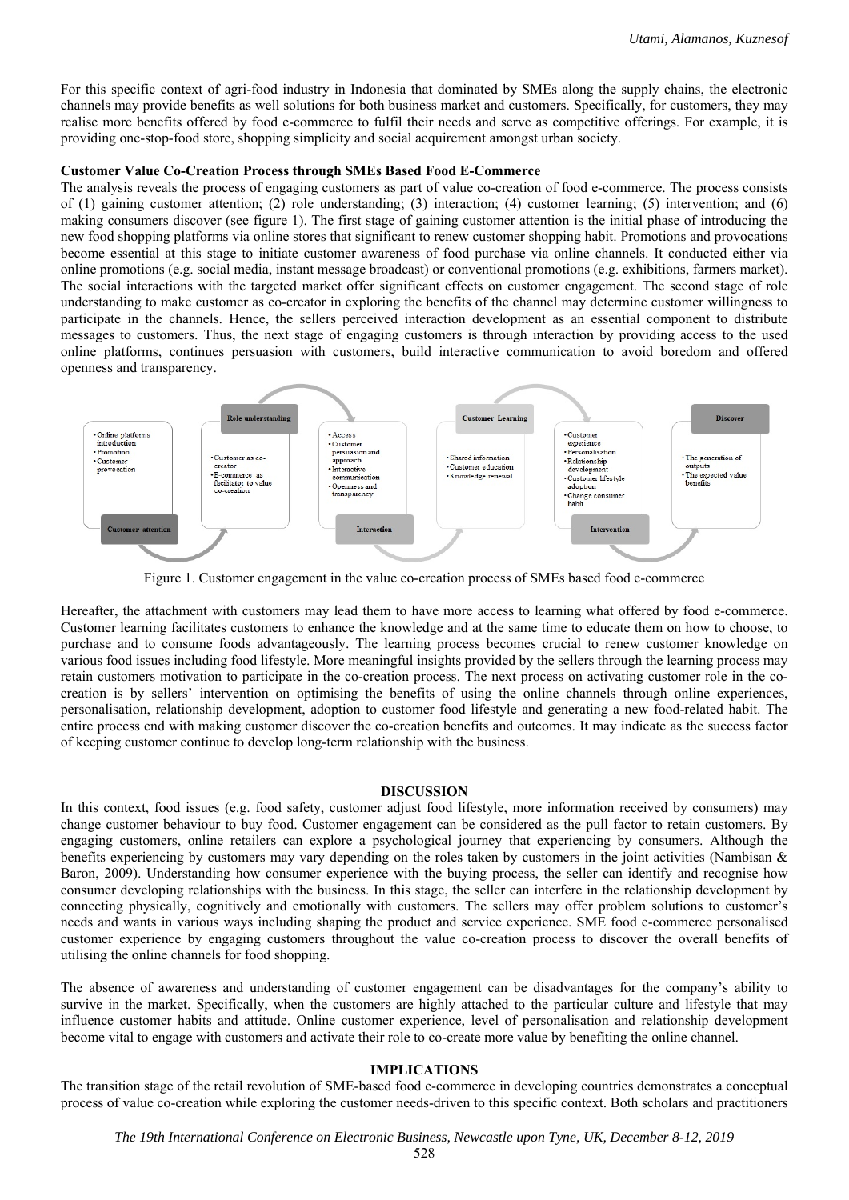For this specific context of agri-food industry in Indonesia that dominated by SMEs along the supply chains, the electronic channels may provide benefits as well solutions for both business market and customers. Specifically, for customers, they may realise more benefits offered by food e-commerce to fulfil their needs and serve as competitive offerings. For example, it is providing one-stop-food store, shopping simplicity and social acquirement amongst urban society.

**Customer Value Co-Creation Process through SMEs Based Food E-Commerce**

The analysis reveals the process of engaging customers as part of value co-creation of food e-commerce. The process consists of (1) gaining customer attention; (2) role understanding; (3) interaction; (4) customer learning; (5) intervention; and (6) making consumers discover (see figure 1). The first stage of gaining customer attention is the initial phase of introducing the new food shopping platforms via online stores that significant to renew customer shopping habit. Promotions and provocations become essential at this stage to initiate customer awareness of food purchase via online channels. It conducted either via online promotions (e.g. social media, instant message broadcast) or conventional promotions (e.g. exhibitions, farmers market). The social interactions with the targeted market offer significant effects on customer engagement. The second stage of role understanding to make customer as co-creator in exploring the benefits of the channel may determine customer willingness to participate in the channels. Hence, the sellers perceived interaction development as an essential component to distribute messages to customers. Thus, the next stage of engaging customers is through interaction by providing access to the used online platforms, continues persuasion with customers, build interactive communication to avoid boredom and offered openness and transparency.

Customer attention
- Online platforms introduction
- Promotion
- Customer provocation

Role understanding
- Customer as co-creator
- E-commerce as facilitator to value co-creation

Interaction
- Access
- Customer persuasion and approach
- Interactive communication
- Openness and transparency

Customer Learning
- Shared information
- Customer education
- Knowledge renewal

Intervention
- Customer experience
- Personalisation
- Relationship development
- Customer lifestyle adoption
- Change consumer habit

Discover
- The generation of outputs
- The expected value benefits

Figure 1. Customer engagement in the value co-creation process of SMEs based food e-commerce

Hereafter, the attachment with customers may lead them to have more access to learning what offered by food e-commerce. Customer learning facilitates customers to enhance the knowledge and at the same time to educate them on how to choose, to purchase and to consume foods advantageously. The learning process becomes crucial to renew customer knowledge on various food issues including food lifestyle. More meaningful insights provided by the sellers through the learning process may retain customers motivation to participate in the co-creation process. The next process on activating customer role in the co-creation is by sellers' intervention on optimising the benefits of using the online channels through online experiences, personalisation, relationship development, adoption to customer food lifestyle and generating a new food-related habit. The entire process end with making customer discover the co-creation benefits and outcomes. It may indicate as the success factor of keeping customer continue to develop long-term relationship with the business.

## DISCUSSION

In this context, food issues (e.g. food safety, customer adjust food lifestyle, more information received by consumers) may change customer behaviour to buy food. Customer engagement can be considered as the pull factor to retain customers. By engaging customers, online retailers can explore a psychological journey that experiencing by consumers. Although the benefits experiencing by customers may vary depending on the roles taken by customers in the joint activities (Nambisan & Baron, 2009). Understanding how consumer experience with the buying process, the seller can identify and recognise how consumer developing relationships with the business. In this stage, the seller can interfere in the relationship development by connecting physically, cognitively and emotionally with customers. The sellers may offer problem solutions to customer's needs and wants in various ways including shaping the product and service experience. SME food e-commerce personalised customer experience by engaging customers throughout the value co-creation process to discover the overall benefits of utilising the online channels for food shopping.

The absence of awareness and understanding of customer engagement can be disadvantages for the company's ability to survive in the market. Specifically, when the customers are highly attached to the particular culture and lifestyle that may influence customer habits and attitude. Online customer experience, level of personalisation and relationship development become vital to engage with customers and activate their role to co-create more value by benefiting the online channel.

## IMPLICATIONS

The transition stage of the retail revolution of SME-based food e-commerce in developing countries demonstrates a conceptual process of value co-creation while exploring the customer needs-driven to this specific context. Both scholars and practitioners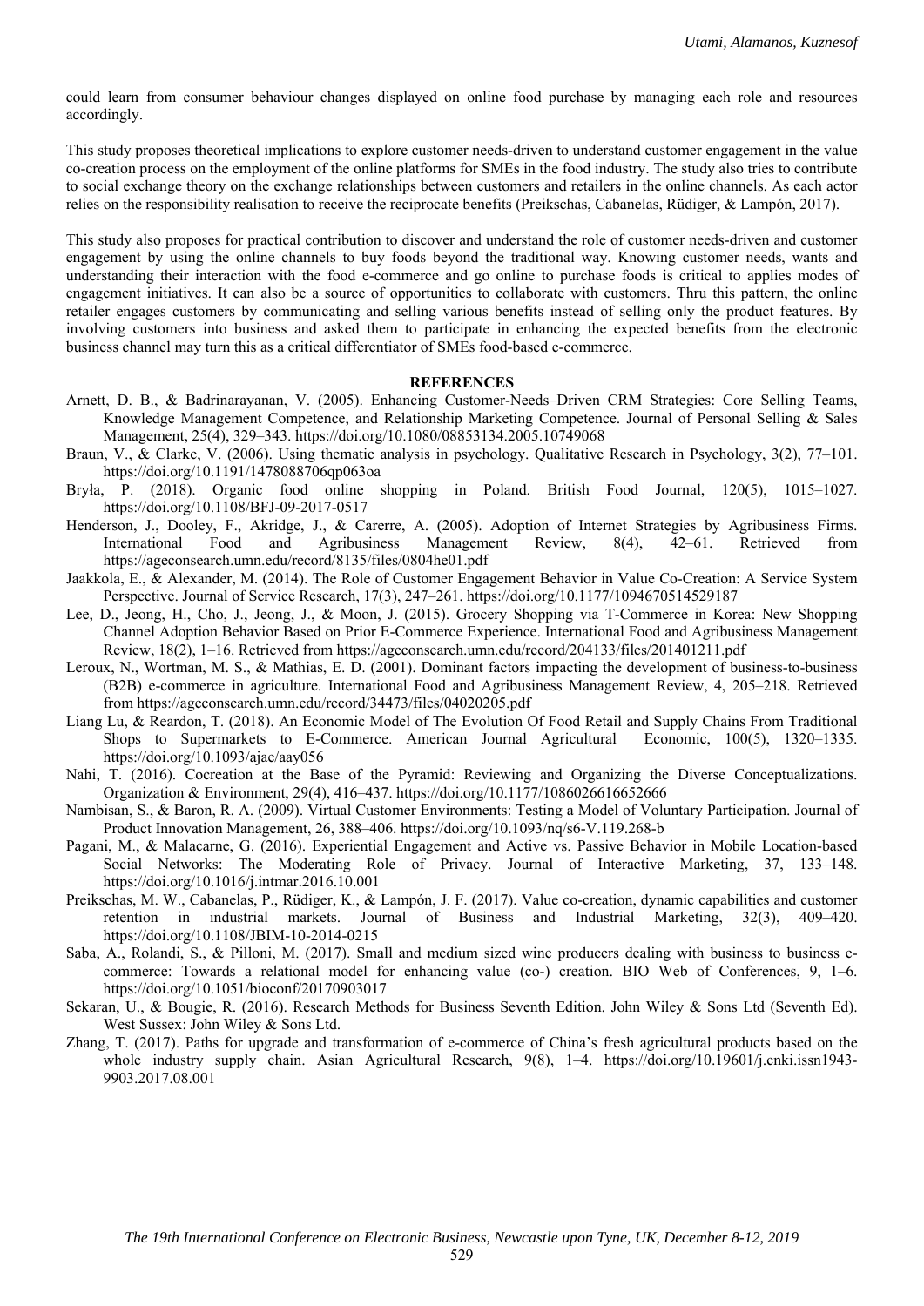could learn from consumer behaviour changes displayed on online food purchase by managing each role and resources accordingly.

This study proposes theoretical implications to explore customer needs-driven to understand customer engagement in the value co-creation process on the employment of the online platforms for SMEs in the food industry. The study also tries to contribute to social exchange theory on the exchange relationships between customers and retailers in the online channels. As each actor relies on the responsibility realisation to receive the reciprocate benefits (Preikschas, Cabanelas, Rüdiger, & Lampón, 2017).

This study also proposes for practical contribution to discover and understand the role of customer needs-driven and customer engagement by using the online channels to buy foods beyond the traditional way. Knowing customer needs, wants and understanding their interaction with the food e-commerce and go online to purchase foods is critical to applies modes of engagement initiatives. It can also be a source of opportunities to collaborate with customers. Thru this pattern, the online retailer engages customers by communicating and selling various benefits instead of selling only the product features. By involving customers into business and asked them to participate in enhancing the expected benefits from the electronic business channel may turn this as a critical differentiator of SMEs food-based e-commerce.

## REFERENCES

Arnett, D. B., & Badrinarayanan, V. (2005). Enhancing Customer-Needs–Driven CRM Strategies: Core Selling Teams, Knowledge Management Competence, and Relationship Marketing Competence. Journal of Personal Selling & Sales Management, 25(4), 329–343. https://doi.org/10.1080/08853134.2005.10749068

Braun, V., & Clarke, V. (2006). Using thematic analysis in psychology. Qualitative Research in Psychology, 3(2), 77–101. https://doi.org/10.1191/1478088706qp063oa

Bryła, P. (2018). Organic food online shopping in Poland. British Food Journal, 120(5), 1015–1027. https://doi.org/10.1108/BFJ-09-2017-0517

Henderson, J., Dooley, F., Akridge, J., & Carerre, A. (2005). Adoption of Internet Strategies by Agribusiness Firms. International Food and Agribusiness Management Review, 8(4), 42–61. Retrieved from https://ageconsearch.umn.edu/record/8135/files/0804he01.pdf

Jaakkola, E., & Alexander, M. (2014). The Role of Customer Engagement Behavior in Value Co-Creation: A Service System Perspective. Journal of Service Research, 17(3), 247–261. https://doi.org/10.1177/1094670514529187

Lee, D., Jeong, H., Cho, J., Jeong, J., & Moon, J. (2015). Grocery Shopping via T-Commerce in Korea: New Shopping Channel Adoption Behavior Based on Prior E-Commerce Experience. International Food and Agribusiness Management Review, 18(2), 1–16. Retrieved from https://ageconsearch.umn.edu/record/204133/files/201401211.pdf

Leroux, N., Wortman, M. S., & Mathias, E. D. (2001). Dominant factors impacting the development of business-to-business (B2B) e-commerce in agriculture. International Food and Agribusiness Management Review, 4, 205–218. Retrieved from https://ageconsearch.umn.edu/record/34473/files/04020205.pdf

Liang Lu, & Reardon, T. (2018). An Economic Model of The Evolution Of Food Retail and Supply Chains From Traditional Shops to Supermarkets to E-Commerce. American Journal Agricultural Economic, 100(5), 1320–1335. https://doi.org/10.1093/ajae/aay056

Nahi, T. (2016). Cocreation at the Base of the Pyramid: Reviewing and Organizing the Diverse Conceptualizations. Organization & Environment, 29(4), 416–437. https://doi.org/10.1177/1086026616652666

Nambisan, S., & Baron, R. A. (2009). Virtual Customer Environments: Testing a Model of Voluntary Participation. Journal of Product Innovation Management, 26, 388–406. https://doi.org/10.1093/nq/s6-V.119.268-b

Pagani, M., & Malacarne, G. (2016). Experiential Engagement and Active vs. Passive Behavior in Mobile Location-based Social Networks: The Moderating Role of Privacy. Journal of Interactive Marketing, 37, 133–148. https://doi.org/10.1016/j.intmar.2016.10.001

Preikschas, M. W., Cabanelas, P., Rüdiger, K., & Lampón, J. F. (2017). Value co-creation, dynamic capabilities and customer retention in industrial markets. Journal of Business and Industrial Marketing, 32(3), 409–420. https://doi.org/10.1108/JBIM-10-2014-0215

Saba, A., Rolandi, S., & Pilloni, M. (2017). Small and medium sized wine producers dealing with business to business e-commerce: Towards a relational model for enhancing value (co-) creation. BIO Web of Conferences, 9, 1–6. https://doi.org/10.1051/bioconf/20170903017

Sekaran, U., & Bougie, R. (2016). Research Methods for Business Seventh Edition. John Wiley & Sons Ltd (Seventh Ed). West Sussex: John Wiley & Sons Ltd.

Zhang, T. (2017). Paths for upgrade and transformation of e-commerce of China's fresh agricultural products based on the whole industry supply chain. Asian Agricultural Research, 9(8), 1–4. https://doi.org/10.19601/j.cnki.issn1943-9903.2017.08.001